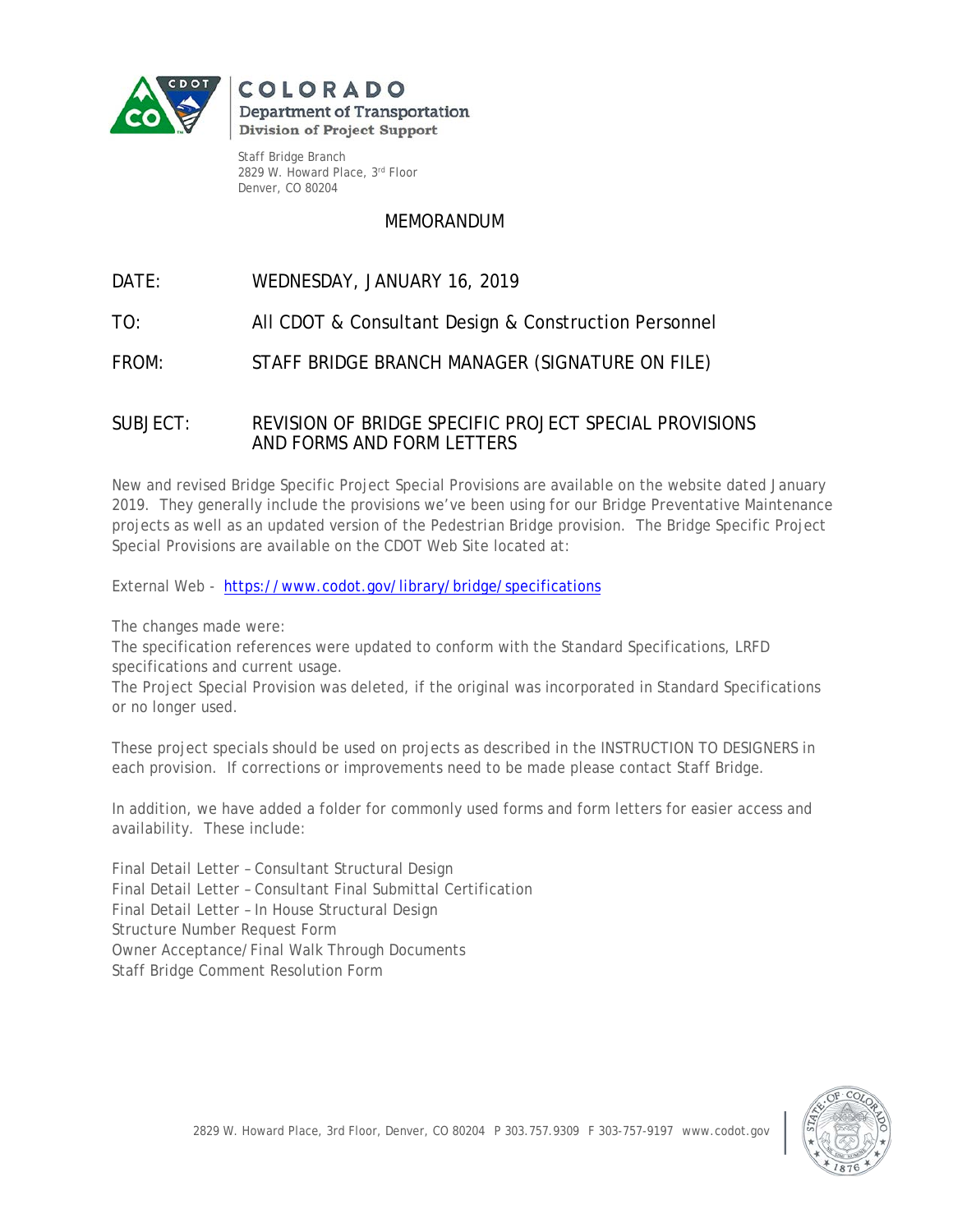COLORADO
Department of Transportation
Division of Project Support

Staff Bridge Branch
2829 W. Howard Place, 3rd Floor
Denver, CO 80204

# MEMORANDUM

DATE: WEDNESDAY, JANUARY 16, 2019

TO: All CDOT & Consultant Design & Construction Personnel

FROM: STAFF BRIDGE BRANCH MANAGER (SIGNATURE ON FILE)

SUBJECT: REVISION OF BRIDGE SPECIFIC PROJECT SPECIAL PROVISIONS AND FORMS AND FORM LETTERS

New and revised Bridge Specific Project Special Provisions are available on the website dated January 2019. They generally include the provisions we've been using for our Bridge Preventative Maintenance projects as well as an updated version of the Pedestrian Bridge provision. The Bridge Specific Project Special Provisions are available on the CDOT Web Site located at:

External Web - https://www.codot.gov/library/bridge/specifications

The changes made were:
The specification references were updated to conform with the Standard Specifications, LRFD specifications and current usage.
The Project Special Provision was deleted, if the original was incorporated in Standard Specifications or no longer used.

These project specials should be used on projects as described in the INSTRUCTION TO DESIGNERS in each provision. If corrections or improvements need to be made please contact Staff Bridge.

In addition, we have added a folder for commonly used forms and form letters for easier access and availability. These include:

Final Detail Letter – Consultant Structural Design
Final Detail Letter – Consultant Final Submittal Certification
Final Detail Letter – In House Structural Design
Structure Number Request Form
Owner Acceptance/Final Walk Through Documents
Staff Bridge Comment Resolution Form

2829 W. Howard Place, 3rd Floor, Denver, CO 80204 P 303.757.9309 F 303-757-9197 www.codot.gov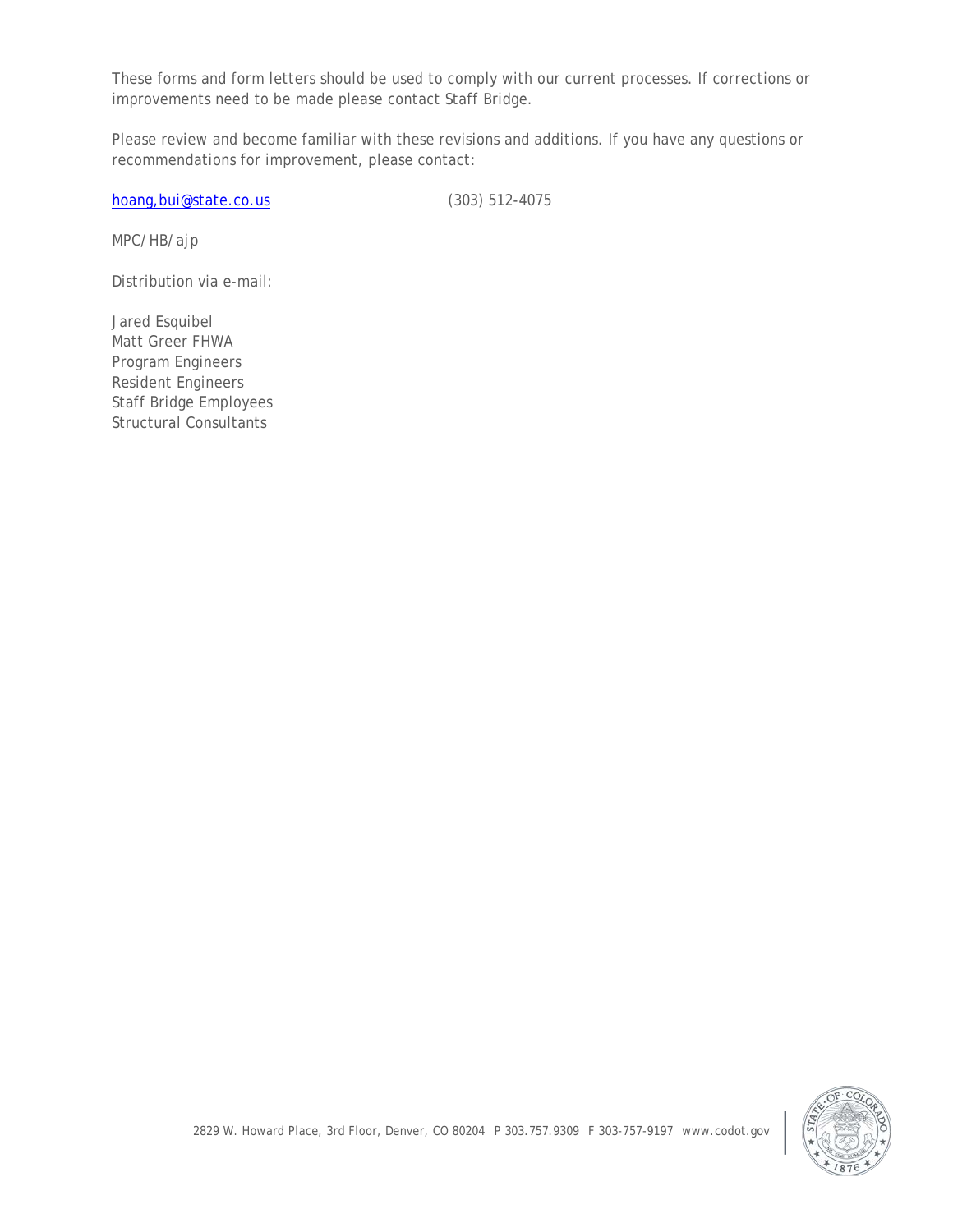These forms and form letters should be used to comply with our current processes. If corrections or improvements need to be made please contact Staff Bridge.

Please review and become familiar with these revisions and additions. If you have any questions or recommendations for improvement, please contact:

hoang,bui@state.co.us (303) 512-4075

MPC/HB/ajp

Distribution via e-mail:

Jared Esquibel
Matt Greer FHWA
Program Engineers
Resident Engineers
Staff Bridge Employees
Structural Consultants